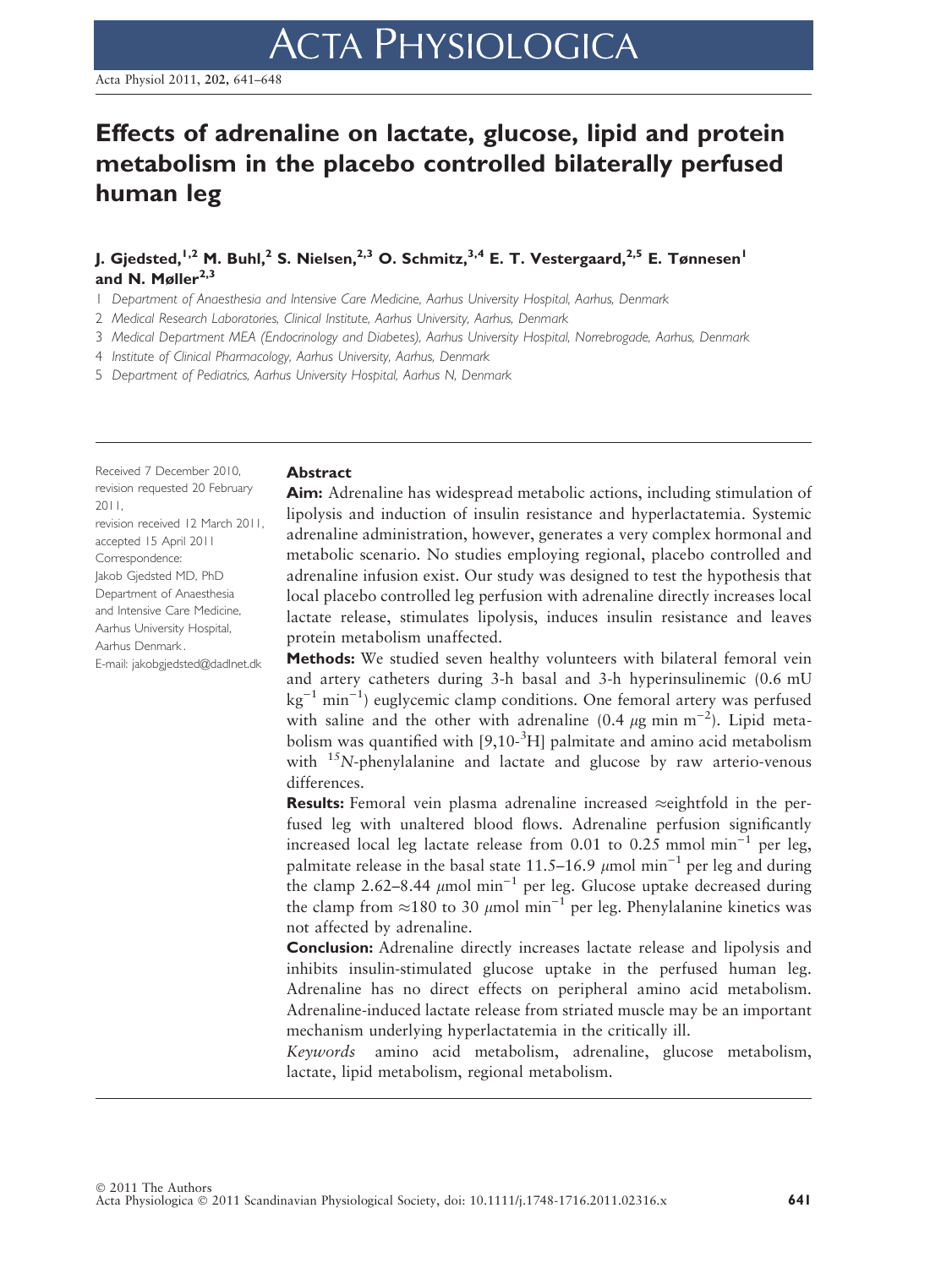# Effects of adrenaline on lactate, glucose, lipid and protein metabolism in the placebo controlled bilaterally perfused human leg

**J. Gjedsted,[1,2] M. Buhl,[2] S. Nielsen,[2,3] O. Schmitz,[3,4] E. T. Vestergaard,[2,5] E. Tønnesen[1] and N. Møller[2,3]**

1 *Department of Anaesthesia and Intensive Care Medicine, Aarhus University Hospital, Aarhus, Denmark*

2 *Medical Research Laboratories, Clinical Institute, Aarhus University, Aarhus, Denmark*

3 *Medical Department MEA (Endocrinology and Diabetes), Aarhus University Hospital, Norrebrogade, Aarhus, Denmark*

4 *Institute of Clinical Pharmacology, Aarhus University, Aarhus, Denmark*

5 *Department of Pediatrics, Aarhus University Hospital, Aarhus N, Denmark*

Received 7 December 2010, revision requested 20 February 2011, revision received 12 March 2011, accepted 15 April 2011

Correspondence: Jakob Gjedsted MD, PhD Department of Anaesthesia and Intensive Care Medicine, Aarhus University Hospital, Aarhus Denmark. E-mail: jakobgjedsted@dadlnet.dk

## Abstract

**Aim:** Adrenaline has widespread metabolic actions, including stimulation of lipolysis and induction of insulin resistance and hyperlactatemia. Systemic adrenaline administration, however, generates a very complex hormonal and metabolic scenario. No studies employing regional, placebo controlled and adrenaline infusion exist. Our study was designed to test the hypothesis that local placebo controlled leg perfusion with adrenaline directly increases local lactate release, stimulates lipolysis, induces insulin resistance and leaves protein metabolism unaffected.

**Methods:** We studied seven healthy volunteers with bilateral femoral vein and artery catheters during 3-h basal and 3-h hyperinsulinemic (0.6 mU $kg^{-1}$ $min^{-1}$) euglycemic clamp conditions. One femoral artery was perfused with saline and the other with adrenaline (0.4 $\mu$g min $m^{-2}$). Lipid metabolism was quantified with [9,10-$^{3}$H] palmitate and amino acid metabolism with $^{15}N$-phenylalanine and lactate and glucose by raw arterio-venous differences.

**Results:** Femoral vein plasma adrenaline increased ≈eightfold in the perfused leg with unaltered blood flows. Adrenaline perfusion significantly increased local leg lactate release from 0.01 to 0.25 mmol $min^{-1}$ per leg, palmitate release in the basal state 11.5–16.9 $\mu$mol $min^{-1}$ per leg and during the clamp 2.62–8.44 $\mu$mol $min^{-1}$ per leg. Glucose uptake decreased during the clamp from ≈180 to 30 $\mu$mol $min^{-1}$ per leg. Phenylalanine kinetics was not affected by adrenaline.

**Conclusion:** Adrenaline directly increases lactate release and lipolysis and inhibits insulin-stimulated glucose uptake in the perfused human leg. Adrenaline has no direct effects on peripheral amino acid metabolism. Adrenaline-induced lactate release from striated muscle may be an important mechanism underlying hyperlactatemia in the critically ill.

*Keywords* amino acid metabolism, adrenaline, glucose metabolism, lactate, lipid metabolism, regional metabolism.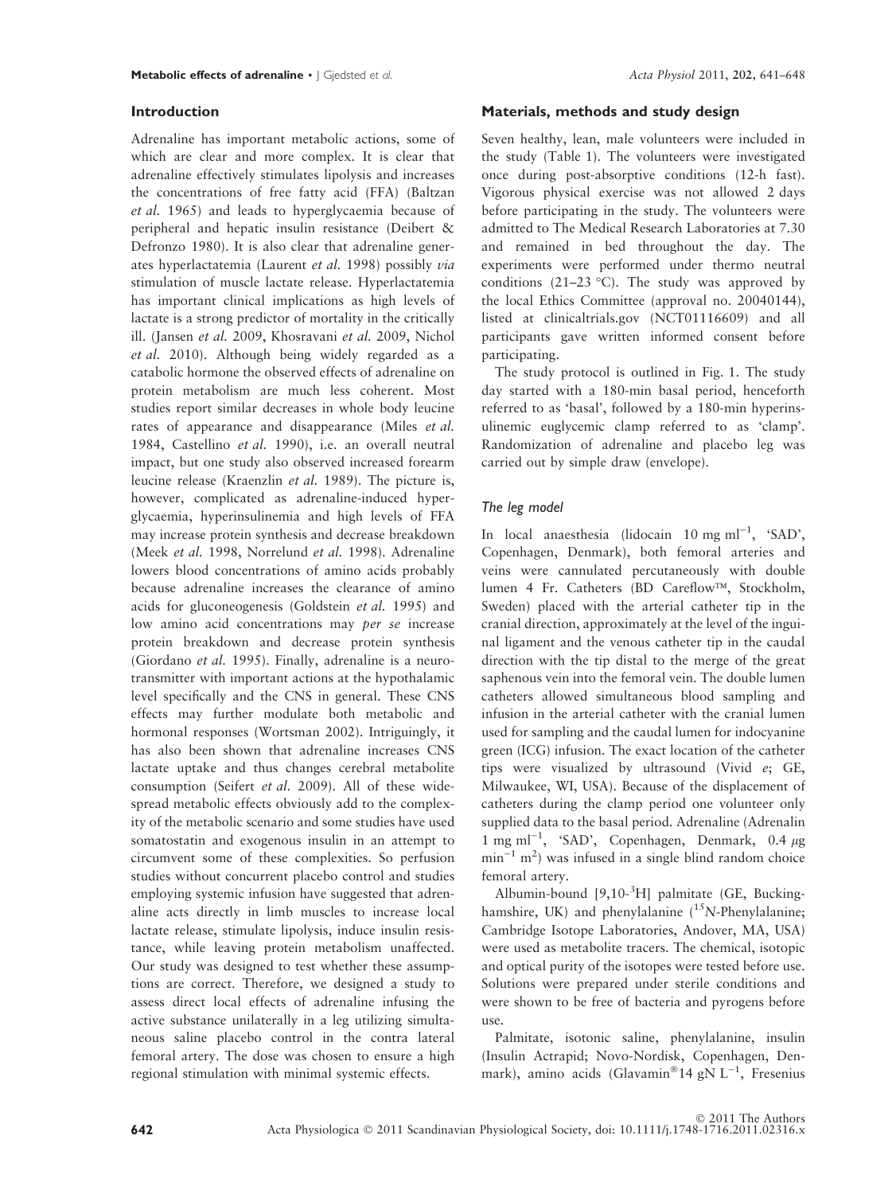## Introduction

Adrenaline has important metabolic actions, some of which are clear and more complex. It is clear that adrenaline effectively stimulates lipolysis and increases the concentrations of free fatty acid (FFA) (Baltzan *et al.* 1965) and leads to hyperglycaemia because of peripheral and hepatic insulin resistance (Deibert & Defronzo 1980). It is also clear that adrenaline generates hyperlactatemia (Laurent *et al.* 1998) possibly *via* stimulation of muscle lactate release. Hyperlactatemia has important clinical implications as high levels of lactate is a strong predictor of mortality in the critically ill. (Jansen *et al.* 2009, Khosravani *et al.* 2009, Nichol *et al.* 2010). Although being widely regarded as a catabolic hormone the observed effects of adrenaline on protein metabolism are much less coherent. Most studies report similar decreases in whole body leucine rates of appearance and disappearance (Miles *et al.* 1984, Castellino *et al.* 1990), i.e. an overall neutral impact, but one study also observed increased forearm leucine release (Kraenzlin *et al.* 1989). The picture is, however, complicated as adrenaline-induced hyperglycaemia, hyperinsulinemia and high levels of FFA may increase protein synthesis and decrease breakdown (Meek *et al.* 1998, Norrelund *et al.* 1998). Adrenaline lowers blood concentrations of amino acids probably because adrenaline increases the clearance of amino acids for gluconeogenesis (Goldstein *et al.* 1995) and low amino acid concentrations may *per se* increase protein breakdown and decrease protein synthesis (Giordano *et al.* 1995). Finally, adrenaline is a neurotransmitter with important actions at the hypothalamic level specifically and the CNS in general. These CNS effects may further modulate both metabolic and hormonal responses (Wortsman 2002). Intriguingly, it has also been shown that adrenaline increases CNS lactate uptake and thus changes cerebral metabolite consumption (Seifert *et al.* 2009). All of these widespread metabolic effects obviously add to the complexity of the metabolic scenario and some studies have used somatostatin and exogenous insulin in an attempt to circumvent some of these complexities. So perfusion studies without concurrent placebo control and studies employing systemic infusion have suggested that adrenaline acts directly in limb muscles to increase local lactate release, stimulate lipolysis, induce insulin resistance, while leaving protein metabolism unaffected. Our study was designed to test whether these assumptions are correct. Therefore, we designed a study to assess direct local effects of adrenaline infusing the active substance unilaterally in a leg utilizing simultaneous saline placebo control in the contra lateral femoral artery. The dose was chosen to ensure a high regional stimulation with minimal systemic effects.

## Materials, methods and study design

Seven healthy, lean, male volunteers were included in the study (Table 1). The volunteers were investigated once during post-absorptive conditions (12-h fast). Vigorous physical exercise was not allowed 2 days before participating in the study. The volunteers were admitted to The Medical Research Laboratories at 7.30 and remained in bed throughout the day. The experiments were performed under thermo neutral conditions (21–23 °C). The study was approved by the local Ethics Committee (approval no. 20040144), listed at clinicaltrials.gov (NCT01116609) and all participants gave written informed consent before participating.

The study protocol is outlined in Fig. 1. The study day started with a 180-min basal period, henceforth referred to as 'basal', followed by a 180-min hyperinsulinemic euglycemic clamp referred to as 'clamp'. Randomization of adrenaline and placebo leg was carried out by simple draw (envelope).

### *The leg model*

In local anaesthesia (lidocain 10 mg $ml^{-1}$, 'SAD', Copenhagen, Denmark), both femoral arteries and veins were cannulated percutaneously with double lumen 4 Fr. Catheters (BD Careflow™, Stockholm, Sweden) placed with the arterial catheter tip in the cranial direction, approximately at the level of the inguinal ligament and the venous catheter tip in the caudal direction with the tip distal to the merge of the great saphenous vein into the femoral vein. The double lumen catheters allowed simultaneous blood sampling and infusion in the arterial catheter with the cranial lumen used for sampling and the caudal lumen for indocyanine green (ICG) infusion. The exact location of the catheter tips were visualized by ultrasound (Vivid *e*; GE, Milwaukee, WI, USA). Because of the displacement of catheters during the clamp period one volunteer only supplied data to the basal period. Adrenaline (Adrenalin 1 mg $ml^{-1}$, 'SAD', Copenhagen, Denmark, 0.4 $\mu g$ $min^{-1}$ $m^2$) was infused in a single blind random choice femoral artery.

Albumin-bound [9,10-$^{3}H$] palmitate (GE, Buckinghamshire, UK) and phenylalanine ($^{15}N$-Phenylalanine; Cambridge Isotope Laboratories, Andover, MA, USA) were used as metabolite tracers. The chemical, isotopic and optical purity of the isotopes were tested before use. Solutions were prepared under sterile conditions and were shown to be free of bacteria and pyrogens before use.

Palmitate, isotonic saline, phenylalanine, insulin (Insulin Actrapid; Novo-Nordisk, Copenhagen, Denmark), amino acids (Glavamin®14 gN $L^{-1}$, Fresenius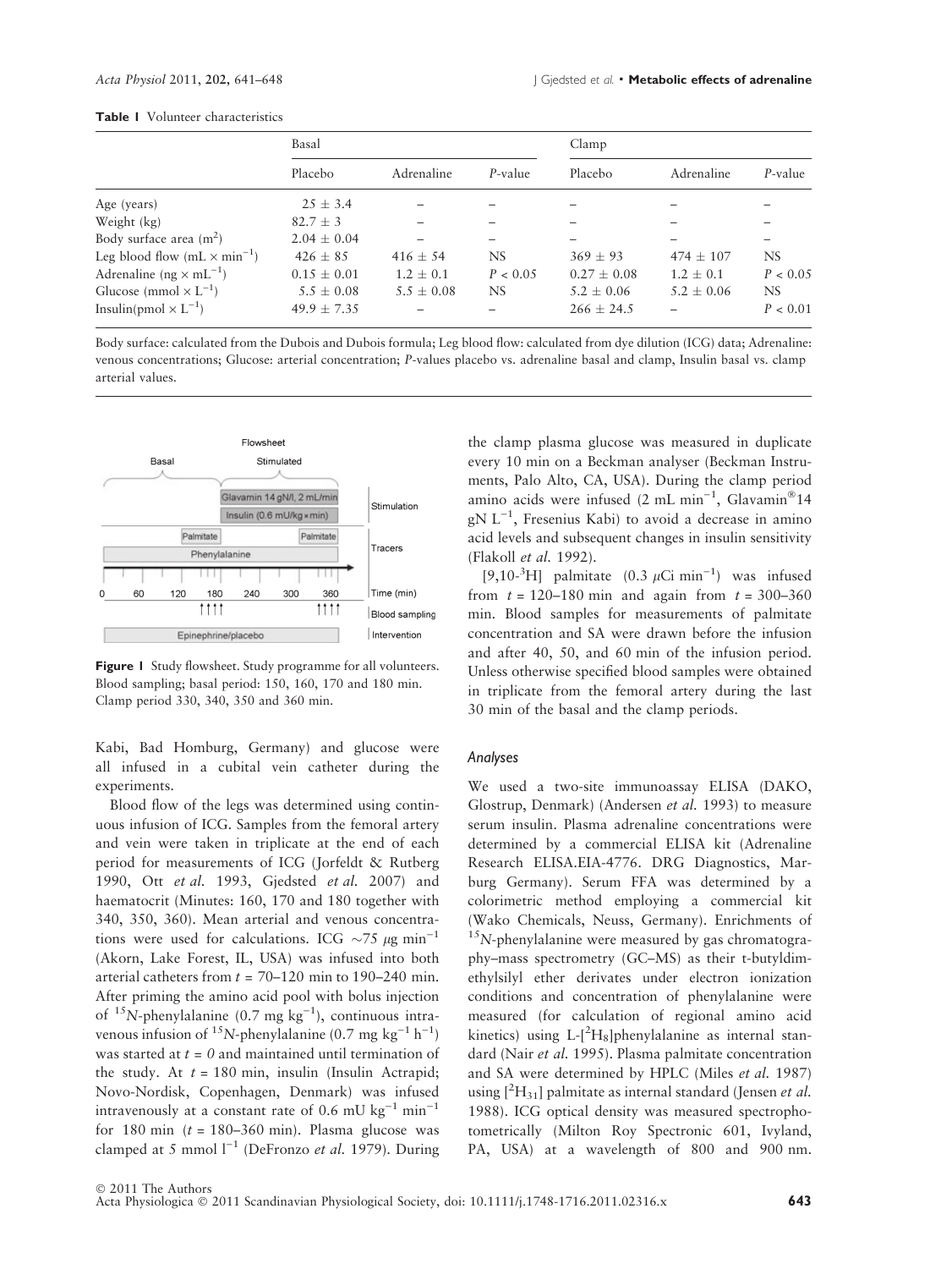**Table 1** Volunteer characteristics

| | Basal | | | Clamp | | |
|---|---|---|---|---|---|---|
| | Placebo | Adrenaline | *P*-value | Placebo | Adrenaline | *P*-value |
| Age (years) | 25 ± 3.4 | – | – | – | – | – |
| Weight (kg) | 82.7 ± 3 | – | – | – | – | – |
| Body surface area ($m^2$) | 2.04 ± 0.04 | – | – | – | – | – |
| Leg blood flow ($mL \times min^{-1}$) | 426 ± 85 | 416 ± 54 | NS | 369 ± 93 | 474 ± 107 | NS |
| Adrenaline ($ng \times mL^{-1}$) | 0.15 ± 0.01 | 1.2 ± 0.1 | $P < 0.05$ | 0.27 ± 0.08 | 1.2 ± 0.1 | $P < 0.05$ |
| Glucose ($mmol \times L^{-1}$) | 5.5 ± 0.08 | 5.5 ± 0.08 | NS | 5.2 ± 0.06 | 5.2 ± 0.06 | NS |
| Insulin($pmol \times L^{-1}$) | 49.9 ± 7.35 | – | – | 266 ± 24.5 | – | $P < 0.01$ |

Body surface: calculated from the Dubois and Dubois formula; Leg blood flow: calculated from dye dilution (ICG) data; Adrenaline: venous concentrations; Glucose: arterial concentration; *P*-values placebo vs. adrenaline basal and clamp, Insulin basal vs. clamp arterial values.

**Figure 1** Study flowsheet. Study programme for all volunteers. Blood sampling; basal period: 150, 160, 170 and 180 min. Clamp period 330, 340, 350 and 360 min.

Kabi, Bad Homburg, Germany) and glucose were all infused in a cubital vein catheter during the experiments.

Blood flow of the legs was determined using continuous infusion of ICG. Samples from the femoral artery and vein were taken in triplicate at the end of each period for measurements of ICG (Jorfeldt & Rutberg 1990, Ott *et al.* 1993, Gjedsted *et al.* 2007) and haematocrit (Minutes: 160, 170 and 180 together with 340, 350, 360). Mean arterial and venous concentrations were used for calculations. ICG ~75 $\mu$g $min^{-1}$ (Akorn, Lake Forest, IL, USA) was infused into both arterial catheters from $t$ = 70–120 min to 190–240 min. After priming the amino acid pool with bolus injection of $^{15}N$-phenylalanine (0.7 mg $kg^{-1}$), continuous intravenous infusion of $^{15}N$-phenylalanine (0.7 mg $kg^{-1}$ $h^{-1}$) was started at $t = 0$ and maintained until termination of the study. At $t$ = 180 min, insulin (Insulin Actrapid; Novo-Nordisk, Copenhagen, Denmark) was infused intravenously at a constant rate of 0.6 mU $kg^{-1}$ $min^{-1}$ for 180 min ($t$ = 180–360 min). Plasma glucose was clamped at 5 mmol $l^{-1}$ (DeFronzo *et al.* 1979). During the clamp plasma glucose was measured in duplicate every 10 min on a Beckman analyser (Beckman Instruments, Palo Alto, CA, USA). During the clamp period amino acids were infused (2 mL $min^{-1}$, Glavamin®14 gN $L^{-1}$, Fresenius Kabi) to avoid a decrease in amino acid levels and subsequent changes in insulin sensitivity (Flakoll *et al.* 1992).

[9,10-$^3$H] palmitate (0.3 $\mu$Ci $min^{-1}$) was infused from $t$ = 120–180 min and again from $t$ = 300–360 min. Blood samples for measurements of palmitate concentration and SA were drawn before the infusion and after 40, 50, and 60 min of the infusion period. Unless otherwise specified blood samples were obtained in triplicate from the femoral artery during the last 30 min of the basal and the clamp periods.

### Analyses

We used a two-site immunoassay ELISA (DAKO, Glostrup, Denmark) (Andersen *et al.* 1993) to measure serum insulin. Plasma adrenaline concentrations were determined by a commercial ELISA kit (Adrenaline Research ELISA.EIA-4776. DRG Diagnostics, Marburg Germany). Serum FFA was determined by a colorimetric method employing a commercial kit (Wako Chemicals, Neuss, Germany). Enrichments of $^{15}N$-phenylalanine were measured by gas chromatography–mass spectrometry (GC–MS) as their t-butyldimethylsilyl ether derivates under electron ionization conditions and concentration of phenylalanine were measured (for calculation of regional amino acid kinetics) using L-[$^2H_8$]phenylalanine as internal standard (Nair *et al.* 1995). Plasma palmitate concentration and SA were determined by HPLC (Miles *et al.* 1987) using [$^2H_{31}$] palmitate as internal standard (Jensen *et al.* 1988). ICG optical density was measured spectrophotometrically (Milton Roy Spectronic 601, Ivyland, PA, USA) at a wavelength of 800 and 900 nm.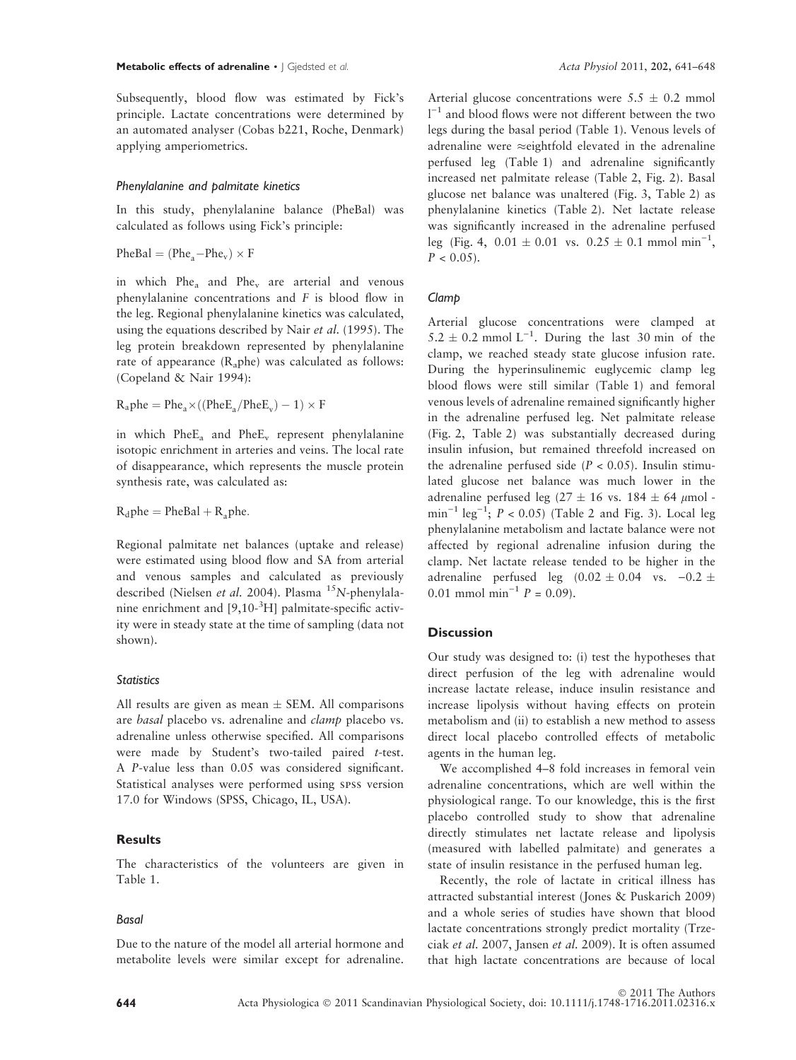Subsequently, blood flow was estimated by Fick's principle. Lactate concentrations were determined by an automated analyser (Cobas b221, Roche, Denmark) applying amperiometrics.

### Phenylalanine and palmitate kinetics

In this study, phenylalanine balance (PheBal) was calculated as follows using Fick's principle:

$$\text{PheBal} = (\text{Phe}_a - \text{Phe}_v) \times F$$

in which $\text{Phe}_a$ and $\text{Phe}_v$ are arterial and venous phenylalanine concentrations and $F$ is blood flow in the leg. Regional phenylalanine kinetics was calculated, using the equations described by Nair *et al.* (1995). The leg protein breakdown represented by phenylalanine rate of appearance ($\text{R}_a$phe) was calculated as follows: (Copeland & Nair 1994):

$$\text{R}_a\text{phe} = \text{Phe}_a \times ((\text{PheE}_a/\text{PheE}_v) - 1) \times F$$

in which $\text{PheE}_a$ and $\text{PheE}_v$ represent phenylalanine isotopic enrichment in arteries and veins. The local rate of disappearance, which represents the muscle protein synthesis rate, was calculated as:

$$\text{R}_d\text{phe} = \text{PheBal} + \text{R}_a\text{phe}.$$

Regional palmitate net balances (uptake and release) were estimated using blood flow and SA from arterial and venous samples and calculated as previously described (Nielsen *et al.* 2004). Plasma $^{15}N$-phenylalanine enrichment and [9,10-$^3$H] palmitate-specific activity were in steady state at the time of sampling (data not shown).

### Statistics

All results are given as mean ± SEM. All comparisons are *basal* placebo vs. adrenaline and *clamp* placebo vs. adrenaline unless otherwise specified. All comparisons were made by Student's two-tailed paired *t*-test. A *P*-value less than 0.05 was considered significant. Statistical analyses were performed using SPSS version 17.0 for Windows (SPSS, Chicago, IL, USA).

## Results

The characteristics of the volunteers are given in Table 1.

### Basal

Due to the nature of the model all arterial hormone and metabolite levels were similar except for adrenaline. Arterial glucose concentrations were 5.5 ± 0.2 mmol $l^{-1}$ and blood flows were not different between the two legs during the basal period (Table 1). Venous levels of adrenaline were ≈eightfold elevated in the adrenaline perfused leg (Table 1) and adrenaline significantly increased net palmitate release (Table 2, Fig. 2). Basal glucose net balance was unaltered (Fig. 3, Table 2) as phenylalanine kinetics (Table 2). Net lactate release was significantly increased in the adrenaline perfused leg (Fig. 4, 0.01 ± 0.01 vs. 0.25 ± 0.1 mmol $\text{min}^{-1}$, $P < 0.05$).

### Clamp

Arterial glucose concentrations were clamped at 5.2 ± 0.2 mmol $\text{L}^{-1}$. During the last 30 min of the clamp, we reached steady state glucose infusion rate. During the hyperinsulinemic euglycemic clamp leg blood flows were still similar (Table 1) and femoral venous levels of adrenaline remained significantly higher in the adrenaline perfused leg. Net palmitate release (Fig. 2, Table 2) was substantially decreased during insulin infusion, but remained threefold increased on the adrenaline perfused side ($P < 0.05$). Insulin stimulated glucose net balance was much lower in the adrenaline perfused leg (27 ± 16 vs. 184 ± 64 $\mu$mol $\text{min}^{-1}$ $\text{leg}^{-1}$; $P < 0.05$) (Table 2 and Fig. 3). Local leg phenylalanine metabolism and lactate balance were not affected by regional adrenaline infusion during the clamp. Net lactate release tended to be higher in the adrenaline perfused leg (0.02 ± 0.04 vs. −0.2 ± 0.01 mmol $\text{min}^{-1}$ $P = 0.09$).

## Discussion

Our study was designed to: (i) test the hypotheses that direct perfusion of the leg with adrenaline would increase lactate release, induce insulin resistance and increase lipolysis without having effects on protein metabolism and (ii) to establish a new method to assess direct local placebo controlled effects of metabolic agents in the human leg.

We accomplished 4–8 fold increases in femoral vein adrenaline concentrations, which are well within the physiological range. To our knowledge, this is the first placebo controlled study to show that adrenaline directly stimulates net lactate release and lipolysis (measured with labelled palmitate) and generates a state of insulin resistance in the perfused human leg.

Recently, the role of lactate in critical illness has attracted substantial interest (Jones & Puskarich 2009) and a whole series of studies have shown that blood lactate concentrations strongly predict mortality (Trzeciak *et al.* 2007, Jansen *et al.* 2009). It is often assumed that high lactate concentrations are because of local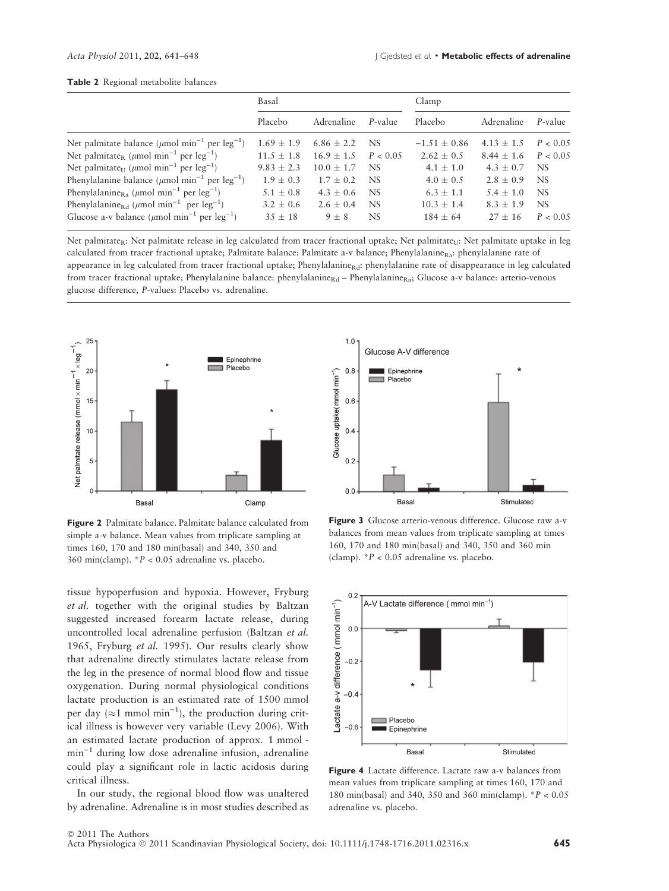**Table 2** Regional metabolite balances

| | Basal | | | Clamp | | |
|---|---|---|---|---|---|---|
| | Placebo | Adrenaline | *P*-value | Placebo | Adrenaline | *P*-value |
| Net palmitate balance ($\mu$mol min$^{-1}$ per leg$^{-1}$) | 1.69 ± 1.9 | 6.86 ± 2.2 | NS | −1.51 ± 0.86 | 4.13 ± 1.5 | $P < 0.05$ |
| Net palmitate$_R$ ($\mu$mol min$^{-1}$ per leg$^{-1}$) | 11.5 ± 1.8 | 16.9 ± 1.5 | $P < 0.05$ | 2.62 ± 0.5 | 8.44 ± 1.6 | $P < 0.05$ |
| Net palmitate$_U$ ($\mu$mol min$^{-1}$ per leg$^{-1}$) | 9.83 ± 2.3 | 10.0 ± 1.7 | NS | 4.1 ± 1.0 | 4.3 ± 0.7 | NS |
| Phenylalanine balance ($\mu$mol min$^{-1}$ per leg$^{-1}$) | 1.9 ± 0.3 | 1.7 ± 0.2 | NS | 4.0 ± 0.5 | 2.8 ± 0.9 | NS |
| Phenylalanine$_{Ra}$ ($\mu$mol min$^{-1}$ per leg$^{-1}$) | 5.1 ± 0.8 | 4.3 ± 0.6 | NS | 6.3 ± 1.1 | 5.4 ± 1.0 | NS |
| Phenylalanine$_{Rd}$ ($\mu$mol min$^{-1}$ per leg$^{-1}$) | 3.2 ± 0.6 | 2.6 ± 0.4 | NS | 10.3 ± 1.4 | 8.3 ± 1.9 | NS |
| Glucose a-v balance ($\mu$mol min$^{-1}$ per leg$^{-1}$) | 35 ± 18 | 9 ± 8 | NS | 184 ± 64 | 27 ± 16 | $P < 0.05$ |

Net palmitate$_R$: Net palmitate release in leg calculated from tracer fractional uptake; Net palmitate$_U$: Net palmitate uptake in leg calculated from tracer fractional uptake; Palmitate balance: Palmitate a-v balance; Phenylalanine$_{Ra}$: phenylalanine rate of appearance in leg calculated from tracer fractional uptake; Phenylalanine$_{Rd}$: phenylalanine rate of disappearance in leg calculated from tracer fractional uptake; Phenylalanine balance: phenylalanine$_{Rd}$ – Phenylalanine$_{Ra}$; Glucose a-v balance: arterio-venous glucose difference, *P*-values: Placebo vs. adrenaline.

**Figure 2** Palmitate balance. Palmitate balance calculated from simple a-v balance. Mean values from triplicate sampling at times 160, 170 and 180 min(basal) and 340, 350 and 360 min(clamp). *$P < 0.05$ adrenaline vs. placebo.

**Figure 3** Glucose arterio-venous difference. Glucose raw a-v balances from mean values from triplicate sampling at times 160, 170 and 180 min(basal) and 340, 350 and 360 min (clamp). *$P < 0.05$ adrenaline vs. placebo.

**Figure 4** Lactate difference. Lactate raw a-v balances from mean values from triplicate sampling at times 160, 170 and 180 min(basal) and 340, 350 and 360 min(clamp). *$P < 0.05$ adrenaline vs. placebo.

tissue hypoperfusion and hypoxia. However, Fryburg *et al.* together with the original studies by Baltzan suggested increased forearm lactate release, during uncontrolled local adrenaline perfusion (Baltzan *et al.* 1965, Fryburg *et al.* 1995). Our results clearly show that adrenaline directly stimulates lactate release from the leg in the presence of normal blood flow and tissue oxygenation. During normal physiological conditions lactate production is an estimated rate of 1500 mmol per day ($\approx$1 mmol min$^{-1}$), the production during critical illness is however very variable (Levy 2006). With an estimated lactate production of approx. 1 mmol min$^{-1}$ during low dose adrenaline infusion, adrenaline could play a significant role in lactic acidosis during critical illness.

In our study, the regional blood flow was unaltered by adrenaline. Adrenaline is in most studies described as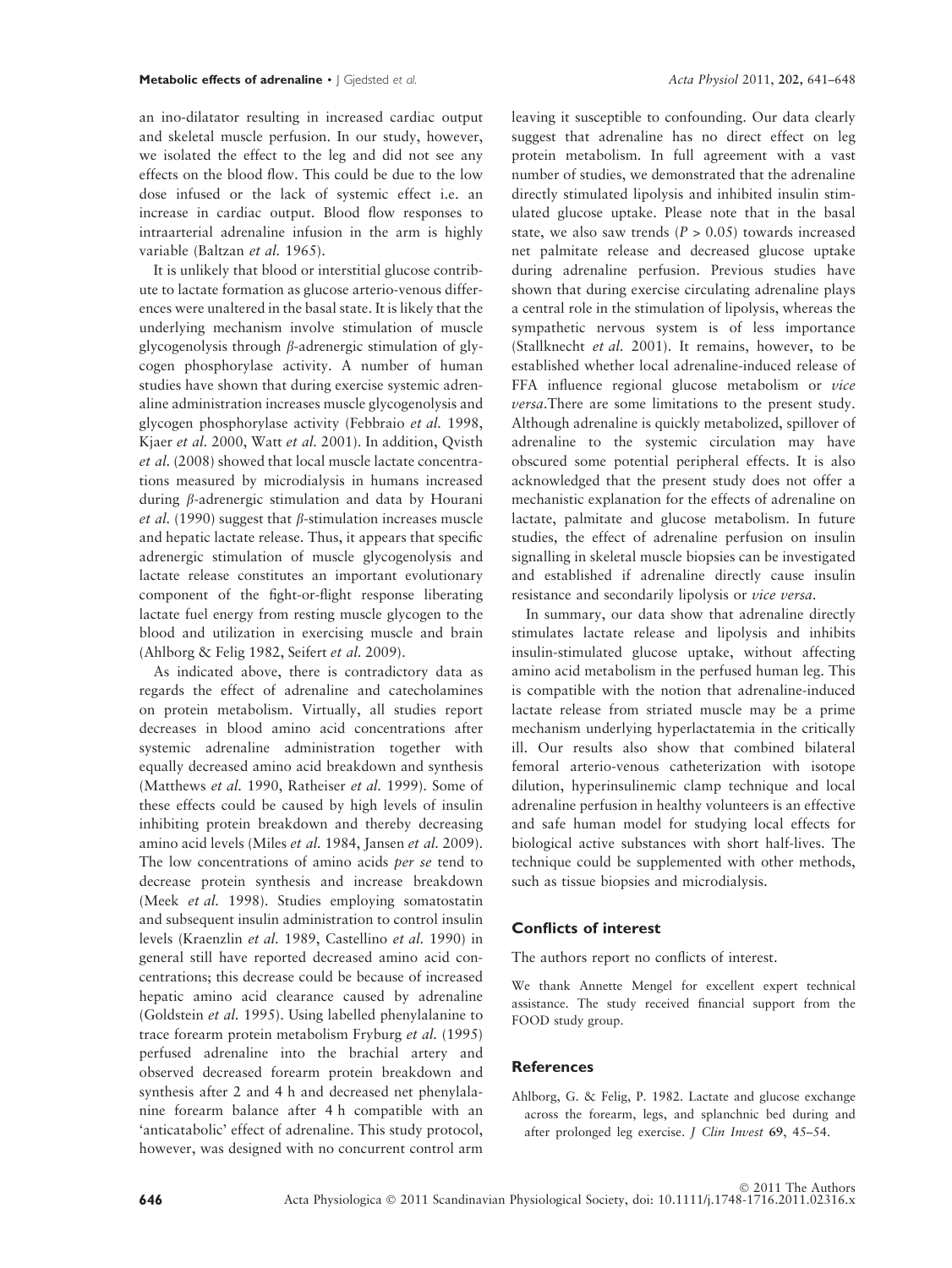an ino-dilatator resulting in increased cardiac output and skeletal muscle perfusion. In our study, however, we isolated the effect to the leg and did not see any effects on the blood flow. This could be due to the low dose infused or the lack of systemic effect i.e. an increase in cardiac output. Blood flow responses to intraarterial adrenaline infusion in the arm is highly variable (Baltzan *et al.* 1965).

It is unlikely that blood or interstitial glucose contribute to lactate formation as glucose arterio-venous differences were unaltered in the basal state. It is likely that the underlying mechanism involve stimulation of muscle glycogenolysis through $\beta$-adrenergic stimulation of glycogen phosphorylase activity. A number of human studies have shown that during exercise systemic adrenaline administration increases muscle glycogenolysis and glycogen phosphorylase activity (Febbraio *et al.* 1998, Kjaer *et al.* 2000, Watt *et al.* 2001). In addition, Qvisth *et al.* (2008) showed that local muscle lactate concentrations measured by microdialysis in humans increased during $\beta$-adrenergic stimulation and data by Hourani *et al.* (1990) suggest that $\beta$-stimulation increases muscle and hepatic lactate release. Thus, it appears that specific adrenergic stimulation of muscle glycogenolysis and lactate release constitutes an important evolutionary component of the fight-or-flight response liberating lactate fuel energy from resting muscle glycogen to the blood and utilization in exercising muscle and brain (Ahlborg & Felig 1982, Seifert *et al.* 2009).

As indicated above, there is contradictory data as regards the effect of adrenaline and catecholamines on protein metabolism. Virtually, all studies report decreases in blood amino acid concentrations after systemic adrenaline administration together with equally decreased amino acid breakdown and synthesis (Matthews *et al.* 1990, Ratheiser *et al.* 1999). Some of these effects could be caused by high levels of insulin inhibiting protein breakdown and thereby decreasing amino acid levels (Miles *et al.* 1984, Jansen *et al.* 2009). The low concentrations of amino acids *per se* tend to decrease protein synthesis and increase breakdown (Meek *et al.* 1998). Studies employing somatostatin and subsequent insulin administration to control insulin levels (Kraenzlin *et al.* 1989, Castellino *et al.* 1990) in general still have reported decreased amino acid concentrations; this decrease could be because of increased hepatic amino acid clearance caused by adrenaline (Goldstein *et al.* 1995). Using labelled phenylalanine to trace forearm protein metabolism Fryburg *et al.* (1995) perfused adrenaline into the brachial artery and observed decreased forearm protein breakdown and synthesis after 2 and 4 h and decreased net phenylalanine forearm balance after 4 h compatible with an 'anticatabolic' effect of adrenaline. This study protocol, however, was designed with no concurrent control arm leaving it susceptible to confounding. Our data clearly suggest that adrenaline has no direct effect on leg protein metabolism. In full agreement with a vast number of studies, we demonstrated that the adrenaline directly stimulated lipolysis and inhibited insulin stimulated glucose uptake. Please note that in the basal state, we also saw trends ($P > 0.05$) towards increased net palmitate release and decreased glucose uptake during adrenaline perfusion. Previous studies have shown that during exercise circulating adrenaline plays a central role in the stimulation of lipolysis, whereas the sympathetic nervous system is of less importance (Stallknecht *et al.* 2001). It remains, however, to be established whether local adrenaline-induced release of FFA influence regional glucose metabolism or *vice versa*.There are some limitations to the present study. Although adrenaline is quickly metabolized, spillover of adrenaline to the systemic circulation may have obscured some potential peripheral effects. It is also acknowledged that the present study does not offer a mechanistic explanation for the effects of adrenaline on lactate, palmitate and glucose metabolism. In future studies, the effect of adrenaline perfusion on insulin signalling in skeletal muscle biopsies can be investigated and established if adrenaline directly cause insulin resistance and secondarily lipolysis or *vice versa*.

In summary, our data show that adrenaline directly stimulates lactate release and lipolysis and inhibits insulin-stimulated glucose uptake, without affecting amino acid metabolism in the perfused human leg. This is compatible with the notion that adrenaline-induced lactate release from striated muscle may be a prime mechanism underlying hyperlactatemia in the critically ill. Our results also show that combined bilateral femoral arterio-venous catheterization with isotope dilution, hyperinsulinemic clamp technique and local adrenaline perfusion in healthy volunteers is an effective and safe human model for studying local effects for biological active substances with short half-lives. The technique could be supplemented with other methods, such as tissue biopsies and microdialysis.

## Conflicts of interest

The authors report no conflicts of interest.

We thank Annette Mengel for excellent expert technical assistance. The study received financial support from the FOOD study group.

## References

Ahlborg, G. & Felig, P. 1982. Lactate and glucose exchange across the forearm, legs, and splanchnic bed during and after prolonged leg exercise. *J Clin Invest* **69**, 45–54.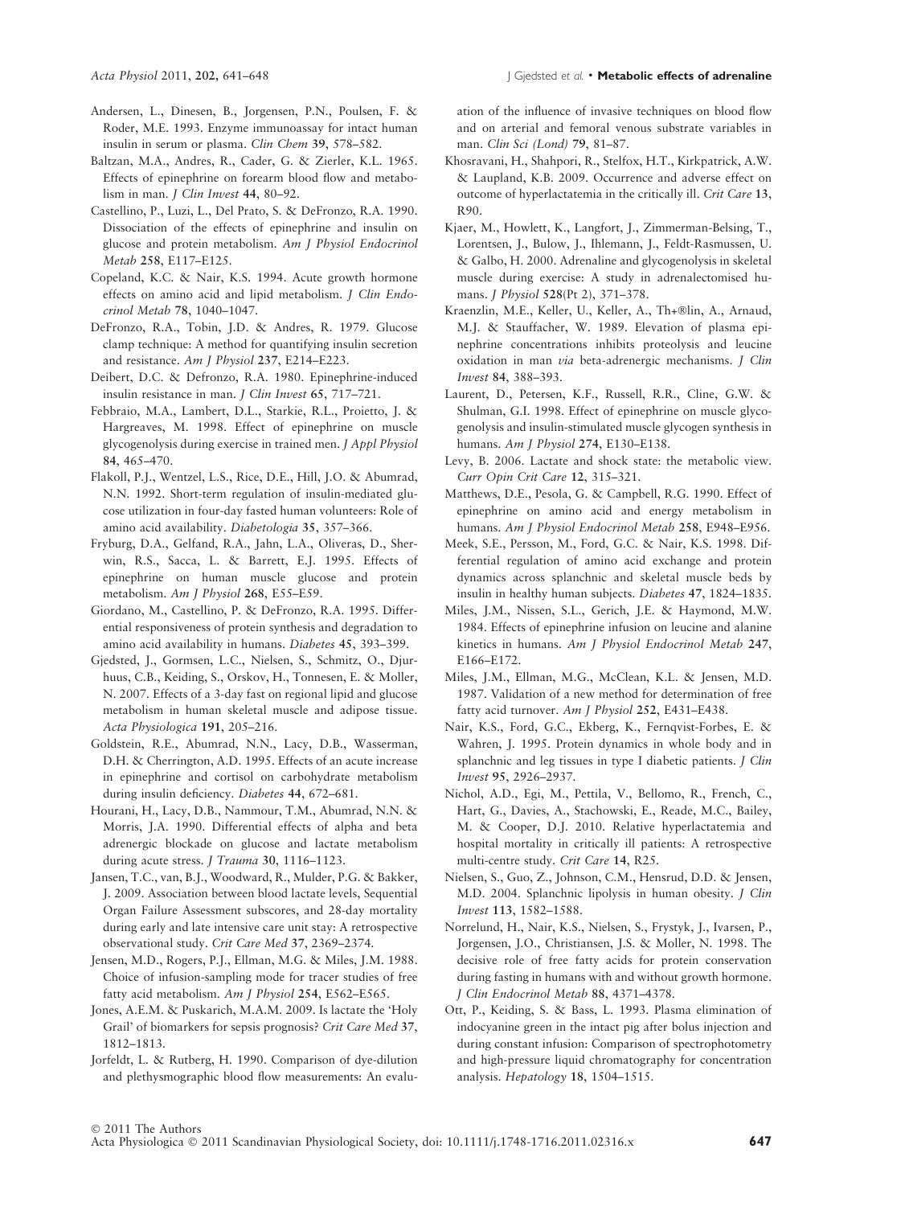Andersen, L., Dinesen, B., Jorgensen, P.N., Poulsen, F. & Roder, M.E. 1993. Enzyme immunoassay for intact human insulin in serum or plasma. *Clin Chem* **39**, 578–582.

Baltzan, M.A., Andres, R., Cader, G. & Zierler, K.L. 1965. Effects of epinephrine on forearm blood flow and metabolism in man. *J Clin Invest* **44**, 80–92.

Castellino, P., Luzi, L., Del Prato, S. & DeFronzo, R.A. 1990. Dissociation of the effects of epinephrine and insulin on glucose and protein metabolism. *Am J Physiol Endocrinol Metab* **258**, E117–E125.

Copeland, K.C. & Nair, K.S. 1994. Acute growth hormone effects on amino acid and lipid metabolism. *J Clin Endocrinol Metab* **78**, 1040–1047.

DeFronzo, R.A., Tobin, J.D. & Andres, R. 1979. Glucose clamp technique: A method for quantifying insulin secretion and resistance. *Am J Physiol* **237**, E214–E223.

Deibert, D.C. & Defronzo, R.A. 1980. Epinephrine-induced insulin resistance in man. *J Clin Invest* **65**, 717–721.

Febbraio, M.A., Lambert, D.L., Starkie, R.L., Proietto, J. & Hargreaves, M. 1998. Effect of epinephrine on muscle glycogenolysis during exercise in trained men. *J Appl Physiol* **84**, 465–470.

Flakoll, P.J., Wentzel, L.S., Rice, D.E., Hill, J.O. & Abumrad, N.N. 1992. Short-term regulation of insulin-mediated glucose utilization in four-day fasted human volunteers: Role of amino acid availability. *Diabetologia* **35**, 357–366.

Fryburg, D.A., Gelfand, R.A., Jahn, L.A., Oliveras, D., Sherwin, R.S., Sacca, L. & Barrett, E.J. 1995. Effects of epinephrine on human muscle glucose and protein metabolism. *Am J Physiol* **268**, E55–E59.

Giordano, M., Castellino, P. & DeFronzo, R.A. 1995. Differential responsiveness of protein synthesis and degradation to amino acid availability in humans. *Diabetes* **45**, 393–399.

Gjedsted, J., Gormsen, L.C., Nielsen, S., Schmitz, O., Djurhuus, C.B., Keiding, S., Orskov, H., Tonnesen, E. & Moller, N. 2007. Effects of a 3-day fast on regional lipid and glucose metabolism in human skeletal muscle and adipose tissue. *Acta Physiologica* **191**, 205–216.

Goldstein, R.E., Abumrad, N.N., Lacy, D.B., Wasserman, D.H. & Cherrington, A.D. 1995. Effects of an acute increase in epinephrine and cortisol on carbohydrate metabolism during insulin deficiency. *Diabetes* **44**, 672–681.

Hourani, H., Lacy, D.B., Nammour, T.M., Abumrad, N.N. & Morris, J.A. 1990. Differential effects of alpha and beta adrenergic blockade on glucose and lactate metabolism during acute stress. *J Trauma* **30**, 1116–1123.

Jansen, T.C., van, B.J., Woodward, R., Mulder, P.G. & Bakker, J. 2009. Association between blood lactate levels, Sequential Organ Failure Assessment subscores, and 28-day mortality during early and late intensive care unit stay: A retrospective observational study. *Crit Care Med* **37**, 2369–2374.

Jensen, M.D., Rogers, P.J., Ellman, M.G. & Miles, J.M. 1988. Choice of infusion-sampling mode for tracer studies of free fatty acid metabolism. *Am J Physiol* **254**, E562–E565.

Jones, A.E.M. & Puskarich, M.A.M. 2009. Is lactate the 'Holy Grail' of biomarkers for sepsis prognosis? *Crit Care Med* **37**, 1812–1813.

Jorfeldt, L. & Rutberg, H. 1990. Comparison of dye-dilution and plethysmographic blood flow measurements: An evaluation of the influence of invasive techniques on blood flow and on arterial and femoral venous substrate variables in man. *Clin Sci (Lond)* **79**, 81–87.

Khosravani, H., Shahpori, R., Stelfox, H.T., Kirkpatrick, A.W. & Laupland, K.B. 2009. Occurrence and adverse effect on outcome of hyperlactatemia in the critically ill. *Crit Care* **13**, R90.

Kjaer, M., Howlett, K., Langfort, J., Zimmerman-Belsing, T., Lorentsen, J., Bulow, J., Ihlemann, J., Feldt-Rasmussen, U. & Galbo, H. 2000. Adrenaline and glycogenolysis in skeletal muscle during exercise: A study in adrenalectomised humans. *J Physiol* **528**(Pt 2), 371–378.

Kraenzlin, M.E., Keller, U., Keller, A., Th+®lin, A., Arnaud, M.J. & Stauffacher, W. 1989. Elevation of plasma epinephrine concentrations inhibits proteolysis and leucine oxidation in man *via* beta-adrenergic mechanisms. *J Clin Invest* **84**, 388–393.

Laurent, D., Petersen, K.F., Russell, R.R., Cline, G.W. & Shulman, G.I. 1998. Effect of epinephrine on muscle glycogenolysis and insulin-stimulated muscle glycogen synthesis in humans. *Am J Physiol* **274**, E130–E138.

Levy, B. 2006. Lactate and shock state: the metabolic view. *Curr Opin Crit Care* **12**, 315–321.

Matthews, D.E., Pesola, G. & Campbell, R.G. 1990. Effect of epinephrine on amino acid and energy metabolism in humans. *Am J Physiol Endocrinol Metab* **258**, E948–E956.

Meek, S.E., Persson, M., Ford, G.C. & Nair, K.S. 1998. Differential regulation of amino acid exchange and protein dynamics across splanchnic and skeletal muscle beds by insulin in healthy human subjects. *Diabetes* **47**, 1824–1835.

Miles, J.M., Nissen, S.L., Gerich, J.E. & Haymond, M.W. 1984. Effects of epinephrine infusion on leucine and alanine kinetics in humans. *Am J Physiol Endocrinol Metab* **247**, E166–E172.

Miles, J.M., Ellman, M.G., McClean, K.L. & Jensen, M.D. 1987. Validation of a new method for determination of free fatty acid turnover. *Am J Physiol* **252**, E431–E438.

Nair, K.S., Ford, G.C., Ekberg, K., Fernqvist-Forbes, E. & Wahren, J. 1995. Protein dynamics in whole body and in splanchnic and leg tissues in type I diabetic patients. *J Clin Invest* **95**, 2926–2937.

Nichol, A.D., Egi, M., Pettila, V., Bellomo, R., French, C., Hart, G., Davies, A., Stachowski, E., Reade, M.C., Bailey, M. & Cooper, D.J. 2010. Relative hyperlactatemia and hospital mortality in critically ill patients: A retrospective multi-centre study. *Crit Care* **14**, R25.

Nielsen, S., Guo, Z., Johnson, C.M., Hensrud, D.D. & Jensen, M.D. 2004. Splanchnic lipolysis in human obesity. *J Clin Invest* **113**, 1582–1588.

Norrelund, H., Nair, K.S., Nielsen, S., Frystyk, J., Ivarsen, P., Jorgensen, J.O., Christiansen, J.S. & Moller, N. 1998. The decisive role of free fatty acids for protein conservation during fasting in humans with and without growth hormone. *J Clin Endocrinol Metab* **88**, 4371–4378.

Ott, P., Keiding, S. & Bass, L. 1993. Plasma elimination of indocyanine green in the intact pig after bolus injection and during constant infusion: Comparison of spectrophotometry and high-pressure liquid chromatography for concentration analysis. *Hepatology* **18**, 1504–1515.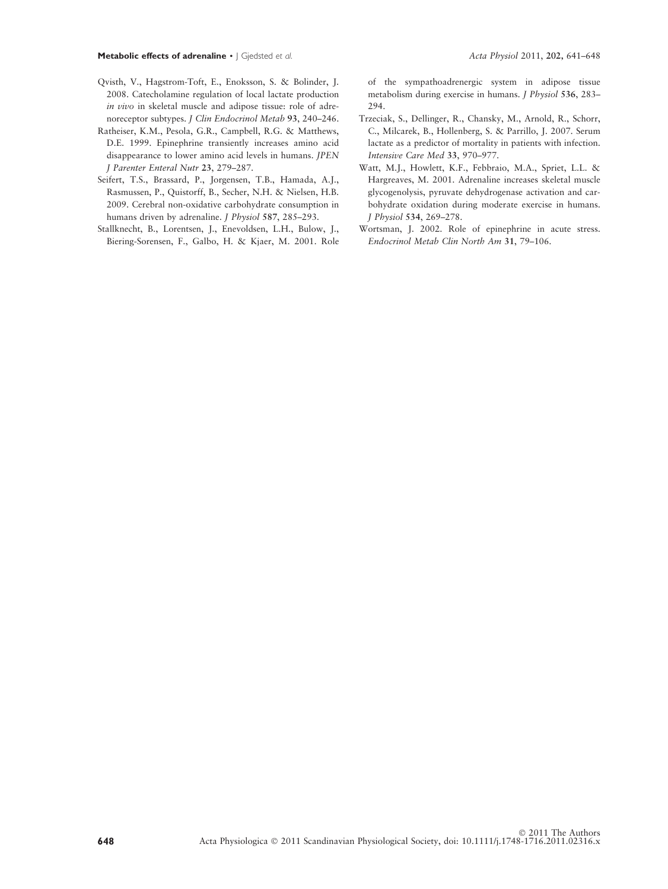Qvisth, V., Hagstrom-Toft, E., Enoksson, S. & Bolinder, J. 2008. Catecholamine regulation of local lactate production *in vivo* in skeletal muscle and adipose tissue: role of adrenoreceptor subtypes. *J Clin Endocrinol Metab* **93**, 240–246.

Ratheiser, K.M., Pesola, G.R., Campbell, R.G. & Matthews, D.E. 1999. Epinephrine transiently increases amino acid disappearance to lower amino acid levels in humans. *JPEN J Parenter Enteral Nutr* **23**, 279–287.

Seifert, T.S., Brassard, P., Jorgensen, T.B., Hamada, A.J., Rasmussen, P., Quistorff, B., Secher, N.H. & Nielsen, H.B. 2009. Cerebral non-oxidative carbohydrate consumption in humans driven by adrenaline. *J Physiol* **587**, 285–293.

Stallknecht, B., Lorentsen, J., Enevoldsen, L.H., Bulow, J., Biering-Sorensen, F., Galbo, H. & Kjaer, M. 2001. Role of the sympathoadrenergic system in adipose tissue metabolism during exercise in humans. *J Physiol* **536**, 283–294.

Trzeciak, S., Dellinger, R., Chansky, M., Arnold, R., Schorr, C., Milcarek, B., Hollenberg, S. & Parrillo, J. 2007. Serum lactate as a predictor of mortality in patients with infection. *Intensive Care Med* **33**, 970–977.

Watt, M.J., Howlett, K.F., Febbraio, M.A., Spriet, L.L. & Hargreaves, M. 2001. Adrenaline increases skeletal muscle glycogenolysis, pyruvate dehydrogenase activation and carbohydrate oxidation during moderate exercise in humans. *J Physiol* **534**, 269–278.

Wortsman, J. 2002. Role of epinephrine in acute stress. *Endocrinol Metab Clin North Am* **31**, 79–106.